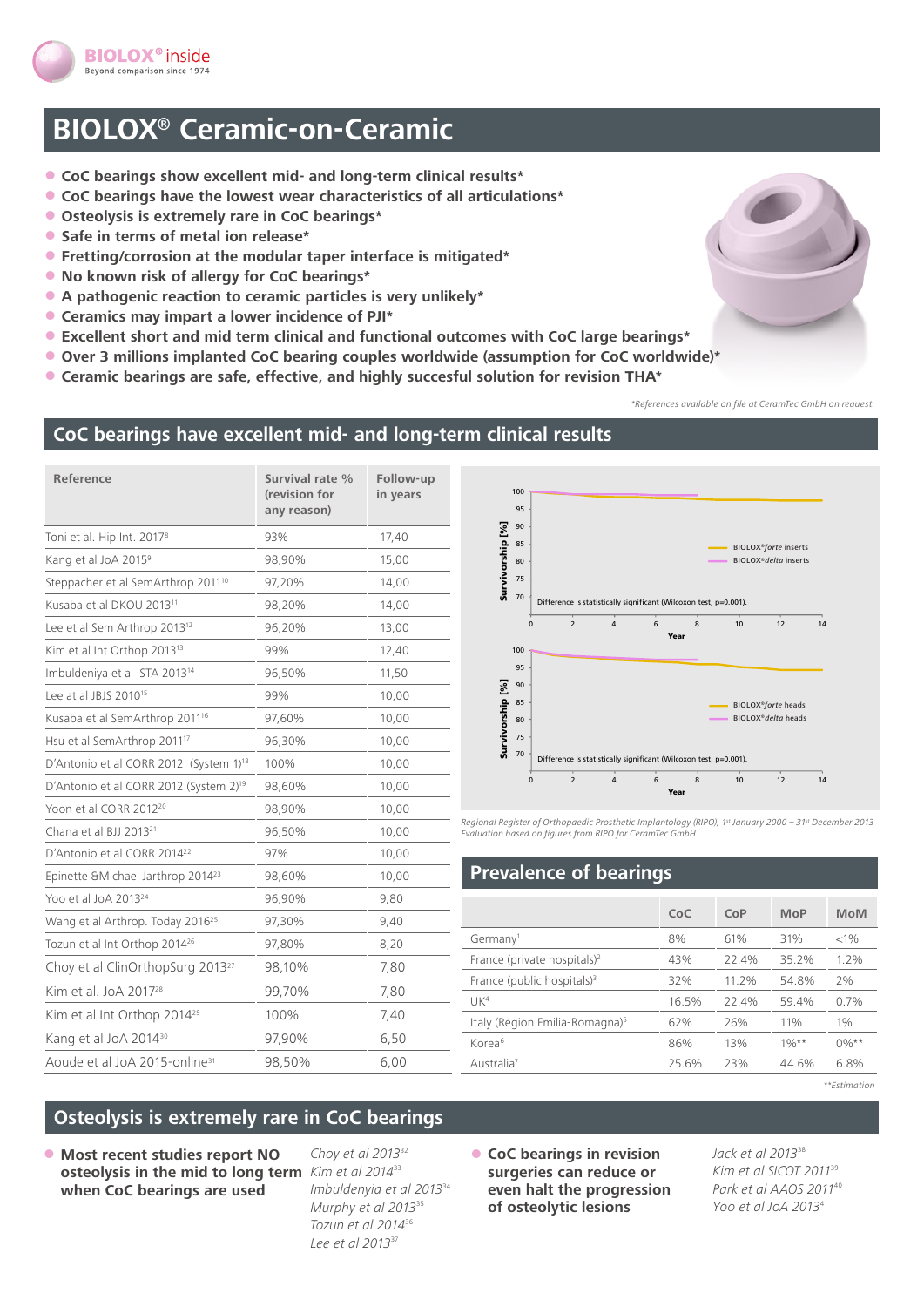BIOLOX® inside
Beyond comparison since 1974

# BIOLOX® Ceramic-on-Ceramic

- **CoC bearings show excellent mid- and long-term clinical results***
- **CoC bearings have the lowest wear characteristics of all articulations***
- **Osteolysis is extremely rare in CoC bearings***
- **Safe in terms of metal ion release***
- **Fretting/corrosion at the modular taper interface is mitigated***
- **No known risk of allergy for CoC bearings***
- **A pathogenic reaction to ceramic particles is very unlikely***
- **Ceramics may impart a lower incidence of PJI***
- **Excellent short and mid term clinical and functional outcomes with CoC large bearings***
- **Over 3 millions implanted CoC bearing couples worldwide (assumption for CoC worldwide)***
- **Ceramic bearings are safe, effective, and highly succesful solution for revision THA***

*\*References available on file at CeramTec GmbH on request.*

## CoC bearings have excellent mid- and long-term clinical results

| Reference | Survival rate % (revision for any reason) | Follow-up in years |
|---|---|---|
| Toni et al. Hip Int. 2017[8] | 93% | 17,40 |
| Kang et al JoA 2015[9] | 98,90% | 15,00 |
| Steppacher et al SemArthrop 2011[10] | 97,20% | 14,00 |
| Kusaba et al DKOU 2013[11] | 98,20% | 14,00 |
| Lee et al Sem Arthrop 2013[12] | 96,20% | 13,00 |
| Kim et al Int Orthop 2013[13] | 99% | 12,40 |
| Imbuldeniya et al ISTA 2013[14] | 96,50% | 11,50 |
| Lee at al JBJS 2010[15] | 99% | 10,00 |
| Kusaba et al SemArthrop 2011[16] | 97,60% | 10,00 |
| Hsu et al SemArthrop 2011[17] | 96,30% | 10,00 |
| D'Antonio et al CORR 2012 (System 1)[18] | 100% | 10,00 |
| D'Antonio et al CORR 2012 (System 2)[19] | 98,60% | 10,00 |
| Yoon et al CORR 2012[20] | 98,90% | 10,00 |
| Chana et al BJJ 2013[21] | 96,50% | 10,00 |
| D'Antonio et al CORR 2014[22] | 97% | 10,00 |
| Epinette &Michael Jarthrop 2014[23] | 98,60% | 10,00 |
| Yoo et al JoA 2013[24] | 96,90% | 9,80 |
| Wang et al Arthrop. Today 2016[25] | 97,30% | 9,40 |
| Tozun et al Int Orthop 2014[26] | 97,80% | 8,20 |
| Choy et al ClinOrthopSurg 2013[27] | 98,10% | 7,80 |
| Kim et. al. JoA 2017[28] | 99,70% | 7,80 |
| Kim et al Int Orthop 2014[29] | 100% | 7,40 |
| Kang et al JoA 2014[30] | 97,90% | 6,50 |
| Aoude et al JoA 2015-online[31] | 98,50% | 6,00 |

Survivorship [%] vs. Year — BIOLOX®*forte* inserts / BIOLOX®*delta* inserts. Difference is statistically significant (Wilcoxon test, p=0.001).

Survivorship [%] vs. Year — BIOLOX®*forte* heads / BIOLOX®*delta* heads. Difference is statistically significant (Wilcoxon test, p=0.001).

*Regional Register of Orthopaedic Prosthetic Implantology (RIPO), 1st January 2000 – 31st December 2013*
*Evaluation based on figures from RIPO for CeramTec GmbH*

## Prevalence of bearings

| | CoC | CoP | MoP | MoM |
|---|---|---|---|---|
| Germany[1] | 8% | 61% | 31% | <1% |
| France (private hospitals)[2] | 43% | 22.4% | 35.2% | 1.2% |
| France (public hospitals)[3] | 32% | 11.2% | 54.8% | 2% |
| UK[4] | 16.5% | 22.4% | 59.4% | 0.7% |
| Italy (Region Emilia-Romagna)[5] | 62% | 26% | 11% | 1% |
| Korea[6] | 86% | 13% | 1%** | 0%** |
| Australia[7] | 25.6% | 23% | 44.6% | 6.8% |

*\*\*Estimation*

## Osteolysis is extremely rare in CoC bearings

- **Most recent studies report NO osteolysis in the mid to long term when CoC bearings are used**

*Choy et al 2013[32]*
*Kim et al 2014[33]*
*Imbuldenyia et al 2013[34]*
*Murphy et al 2013[35]*
*Tozun et al 2014[36]*
*Lee et al 2013[37]*

- **CoC bearings in revision surgeries can reduce or even halt the progression of osteolytic lesions**

*Jack et al 2013[38]*
*Kim et al SICOT 2011[39]*
*Park et al AAOS 2011[40]*
*Yoo et al JoA 2013[41]*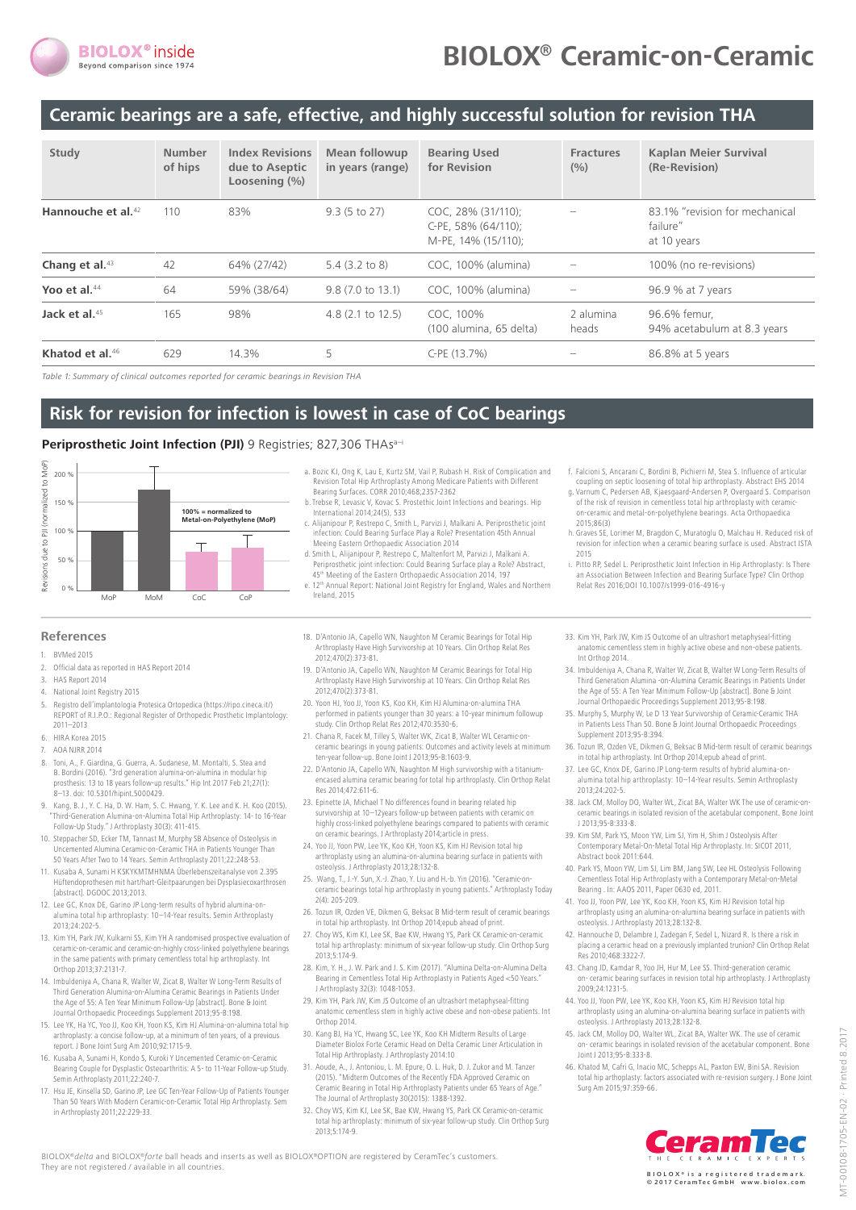# BIOLOX® Ceramic-on-Ceramic

## Ceramic bearings are a safe, effective, and highly successful solution for revision THA

| Study | Number of hips | Index Revisions due to Aseptic Loosening (%) | Mean followup in years (range) | Bearing Used for Revision | Fractures (%) | Kaplan Meier Survival (Re-Revision) |
|---|---|---|---|---|---|---|
| **Hannouche et al.**[42] | 110 | 83% | 9.3 (5 to 27) | COC, 28% (31/110); C-PE, 58% (64/110); M-PE, 14% (15/110); | – | 83.1% "revision for mechanical failure" at 10 years |
| **Chang et al.**[43] | 42 | 64% (27/42) | 5.4 (3.2 to 8) | COC, 100% (alumina) | – | 100% (no re-revisions) |
| **Yoo et al.**[44] | 64 | 59% (38/64) | 9.8 (7.0 to 13.1) | COC, 100% (alumina) | – | 96.9 % at 7 years |
| **Jack et al.**[45] | 165 | 98% | 4.8 (2.1 to 12.5) | COC, 100% (100 alumina, 65 delta) | 2 alumina heads | 96.6% femur, 94% acetabulum at 8.3 years |
| **Khatod et al.**[46] | 629 | 14.3% | 5 | C-PE (13.7%) | – | 86.8% at 5 years |

*Table 1: Summary of clinical outcomes reported for ceramic bearings in Revision THA*

## Risk for revision for infection is lowest in case of CoC bearings

**Periprosthetic Joint Infection (PJI)** 9 Registries; 827,306 THAs[a–i]

Revisions due to PJI (normalized to MoP)

200 %
150 %
100 %
50 %
0 %

MoP MoM CoC CoP

100% = normalized to Metal-on-Polyethylene (MoP)

a. Bozic KJ, Ong K, Lau E, Kurtz SM, Vail P, Rubash H. Risk of Complication and Revision Total Hip Arthroplasty Among Medicare Patients with Different Bearing Surfaces. CORR 2010;468;2357-2362
b. Trebse R, Levasic V, Kovac S. Prosthetic Joint Infections and bearings. Hip International 2014;24(5), 533
c. Alijanipour P, Restrepo C, Smith L, Parvizi J, Malkani A. Periprosthetic joint infection: Could Bearing Surface Play a Role? Presentation 45th Annual Meeing Eastern Orthopaedic Association 2014
d. Smith L, Alijanipour P, Restrepo C, Maltenfort M, Parvizi J, Malkani A. Periprosthetic joint infection: Could Bearing Surface play a Role? Abstract, 45th Meeting of the Eastern Orthopaedic Association 2014, 197
e. 12th Annual Report: National Joint Registry for England, Wales and Northern Ireland, 2015
f. Falcioni S, Ancarani C, Bordini B, Pichierri M, Stea S. Influence of articular coupling on septic loosening of total hip arthroplasty. Abstract EHS 2014
g. Varnum C, Pedersen AB, Kjaesgaard-Andersen P, Overgaard S. Comparison of the risk of revision in cementless total hip arthroplasty with ceramic-on-ceramic and metal-on-polyethylene bearings. Acta Orthopaedica 2015;86(3)
h. Graves SE, Lorimer M, Bragdon C, Muratoglu O, Malchau H. Reduced risk of revision for infection when a ceramic bearing surface is used. Abstract ISTA 2015
i. Pitto RP, Sedel L. Periprosthetic Joint Infection in Hip Arthroplasty: Is There an Association Between Infection and Bearing Surface Type? Clin Orthop Relat Res 2016;DOI 10.1007/s1999-016-4916-y

## References

1. BVMed 2015
2. Official data as reported in HAS Report 2014
3. HAS Report 2014
4. National Joint Registry 2015
5. Registro dell'implantologia Protesica Ortopedica (https://ripo.cineca.it/) REPORT of R.I.P.O.: Regional Register of Orthopedic Prosthetic Implantology: 2011–2013
6. HIRA Korea 2015
7. AOA NJRR 2014
8. Toni, A., F. Giardina, G. Guerra, A. Sudanese, M. Montalti, S. Stea and B. Bordini (2016). "3rd generation alumina-on-alumina in modular hip prosthesis: 13 to 18 years follow-up results." Hip Int 2017 Feb 21;27(1): 8–13. doi: 10.5301/hipint.5000429.
9. Kang, B. J., Y. C. Ha, D. W. Ham, S. C. Hwang, Y. K. Lee and K. H. Koo (2015). "Third-Generation Alumina-on-Alumina Total Hip Arthroplasty: 14- to 16-Year Follow-Up Study." J Arthroplasty 30(3): 411-415.
10. Steppacher SD, Ecker TM, Tannast M, Murphy SB Absence of Osteolysis in Uncemented Alumina Ceramic-on-Ceramic THA in Patients Younger Than 50 Years After Two to 14 Years. Semin Arthroplasty 2011;22:248-53.
11. Kusaba A, Sunami H KSKYKMTMHNMA Überlebenszeitanalyse von 2.395 Hüftendoprothesen mit hart/hart-Gleitpaarungen bei Dysplasiecoxarthrosen [abstract]. DGOOC 2013;2013.
12. Lee GC, Knox DE, Garino JP Long-term results of hybrid alumina-on-alumina total hip arthroplasty: 10–14-Year results. Semin Arthroplasty 2013;24:202-5.
13. Kim YH, Park JW, Kulkarni SS, Kim YH A randomised prospective evaluation of ceramic-on-ceramic and ceramic-on-highly cross-linked polyethylene bearings in the same patients with primary cementless total hip arthroplasty. Int Orthop 2013;37:2131-7.
14. Imbuldeniya A, Chana R, Walter W, Zicat B, Walter W Long-Term Results of Third Generation Alumina-on-Alumina Ceramic Bearings in Patients Under the Age of 55: A Ten Year Minimum Follow-Up [abstract]. Bone & Joint Journal Orthopaedic Proceedings Supplement 2013;95-B:198.
15. Lee YK, Ha YC, Yoo JJ, Koo KH, Yoon KS, Kim HJ Alumina-on-alumina total hip arthroplasty: a concise follow-up, at a minimum of ten years, of a previous report. J Bone Joint Surg Am 2010;92:1715-9.
16. Kusaba A, Sunami H, Kondo S, Kuroki Y Uncemented Ceramic-on-Ceramic Bearing Couple for Dysplastic Osteoarthritis: A 5- to 11-Year Follow-up Study. Semin Arthroplasty 2011;22:240-7.
17. Hsu JE, Kinsella SD, Garino JP, Lee GC Ten-Year Follow-Up of Patients Younger Than 50 Years With Modern Ceramic-on-Ceramic Total Hip Arthroplasty. Sem in Arthroplasty 2011;22:229-33.
18. D'Antonio JA, Capello WN, Naughton M Ceramic Bearings for Total Hip Arthroplasty Have High Survivorship at 10 Years. Clin Orthop Relat Res 2012;470(2):373-81.
19. D'Antonio JA, Capello WN, Naughton M Ceramic Bearings for Total Hip Arthroplasty Have High Survivorship at 10 Years. Clin Orthop Relat Res 2012;470(2):373-81.
20. Yoon HJ, Yoo JJ, Yoon KS, Koo KH, Kim HJ Alumina-on-alumina THA performed in patients younger than 30 years: a 10-year minimum followup study. Clin Orthop Relat Res 2012;470:3530-6.
21. Chana R, Facek M, Tilley S, Walter WK, Zicat B, Walter WL Ceramic-on-ceramic bearings in young patients: Outcomes and activity levels at minimum ten-year follow-up. Bone Joint J 2013;95-B:1603-9.
22. D'Antonio JA, Capello WN, Naughton M High survivorship with a titanium-encased alumina ceramic bearing for total hip arthroplasty. Clin Orthop Relat Res 2014;472:611-6.
23. Epinette JA, Michael T No differences found in bearing related hip survivorship at 10–12years follow-up between patients with ceramic on highly cross-linked polyethylene bearings compared to patients with ceramic on ceramic bearings. J Arthroplasty 2014;article in press.
24. Yoo JJ, Yoon PW, Lee YK, Koo KH, Yoon KS, Kim HJ Revision total hip arthroplasty using an alumina-on-alumina bearing surface in patients with osteolysis. J Arthroplasty 2013;28:132-8.
25. Wang, T., J.-Y. Sun, X.-J. Zhao, Y. Liu and H.-b. Yin (2016). "Ceramic-on-ceramic bearings total hip arthroplasty in young patients." Arthroplasty Today 2(4): 205-209.
26. Tozun IR, Ozden VE, Dikmen G, Beksac B Mid-term result of ceramic bearings in total hip arthroplasty. Int Orthop 2014;epub ahead of print.
27. Choy WS, Kim KJ, Lee SK, Bae KW, Hwang YS, Park CK Ceramic-on-ceramic total hip arthroplasty: minimum of six-year follow-up study. Clin Orthop Surg 2013;5:174-9.
28. Kim, Y. H., J. W. Park and J. S. Kim (2017). "Alumina Delta-on-Alumina Delta Bearing in Cementless Total Hip Arthroplasty in Patients Aged <50 Years." J Arthroplasty 32(3): 1048-1053.
29. Kim YH, Park JW, Kim JS Outcome of an ultrashort metaphyseal-fitting anatomic cementless stem in highly active obese and non-obese patients. Int Orthop 2014.
30. Kang BJ, Ha YC, Hwang SC, Lee YK, Koo KH Midterm Results of Large Diameter Biolox Forte Ceramic Head on Delta Ceramic Liner Articulation in Total Hip Arthroplasty. J Arthroplasty 2014:10
31. Aoude, A., J. Antoniou, L. M. Epure, O. L. Huk, D. J. Zukor and M. Tanzer (2015). "Midterm Outcomes of the Recently FDA Approved Ceramic on Ceramic Bearing in Total Hip Arthroplasty Patients under 65 Years of Age." The Journal of Arthroplasty 30(2015): 1388-1392.
32. Choy WS, Kim KJ, Lee SK, Bae KW, Hwang YS, Park CK Ceramic-on-ceramic total hip arthroplasty: minimum of six-year follow-up study. Clin Orthop Surg 2013;5:174-9.
33. Kim YH, Park JW, Kim JS Outcome of an ultrashort metaphyseal-fitting anatomic cementless stem in highly active obese and non-obese patients. Int Orthop 2014.
34. Imbuldeniya A, Chana R, Walter W, Zicat B, Walter W Long-Term Results of Third Generation Alumina -on-Alumina Ceramic Bearings in Patients Under the Age of 55: A Ten Year Minimum Follow-Up [abstract]. Bone & Joint Journal Orthopaedic Proceedings Supplement 2013;95-B:198.
35. Murphy S, Murphy W, Le D 13 Year Survivorship of Ceramic-Ceramic THA in Patients Less Than 50. Bone & Joint Journal Orthopaedic Proceedings Supplement 2013;95-B:394.
36. Tozun IR, Ozden VE, Dikmen G, Beksac B Mid-term result of ceramic bearings in total hip arthroplasty. Int Orthop 2014;epub ahead of print.
37. Lee GC, Knox DE, Garino JP Long-term results of hybrid alumina-on-alumina total hip arthroplasty: 10–14-Year results. Semin Arthroplasty 2013;24:202-5.
38. Jack CM, Molloy DO, Walter WL, Zicat BA, Walter WK The use of ceramic-on-ceramic bearings in isolated revision of the acetabular component. Bone Joint J 2013;95-B:333-8.
39. Kim SM, Park YS, Moon YW, Lim SJ, Yim H, Shim J Osteolysis After Contemporary Metal-On-Metal Total Hip Arthroplasty. In: SICOT 2011, Abstract book 2011:644.
40. Park YS, Moon YW, Lim SJ, Lim BM, Jang SW, Lee HL Osteolysis Following Cementless Total Hip Arthroplasty with a Contemporary Metal-on-Metal Bearing . In: AAOS 2011, Paper 0630 ed, 2011.
41. Yoo JJ, Yoon PW, Lee YK, Koo KH, Yoon KS, Kim HJ Revision total hip arthroplasty using an alumina-on-alumina bearing surface in patients with osteolysis. J Arthroplasty 2013;28:132-8.
42. Hannouche D, Delambre J, Zadegan F, Sedel L, Nizard R. Is there a risk in placing a ceramic head on a previously implanted trunion? Clin Orthop Relat Res 2010;468:3322-7.
43. Chang JD, Kamdar R, Yoo JH, Hur M, Lee SS. Third-generation ceramic on- ceramic bearing surfaces in revision total hip arthroplasty. J Arthroplasty 2009;24:1231-5.
44. Yoo JJ, Yoon PW, Lee YK, Koo KH, Yoon KS, Kim HJ Revision total hip arthroplasty using an alumina-on-alumina bearing surface in patients with osteolysis. J Arthroplasty 2013;28:132-8.
45. Jack CM, Molloy DO, Walter WL, Zicat BA, Walter WK. The use of ceramic on- ceramic bearings in isolated revision of the acetabular component. Bone Joint J 2013;95-B:333-8.
46. Khatod M, Cafri G, Inacio MC, Schepps AL, Paxton EW, Bini SA. Revision total hip arthroplasty: factors associated with re-revision surgery. J Bone Joint Surg Am 2015;97:359-66.

BIOLOX®*delta* and BIOLOX®*forte* ball heads and inserts as well as BIOLOX®OPTION are registered by CeramTec's customers. They are not registered / available in all countries.

BIOLOX® is a registered trademark.
© 2017 CeramTec GmbH www.biolox.com

MT-00108-1705-EN-02 · Printed 8.2017